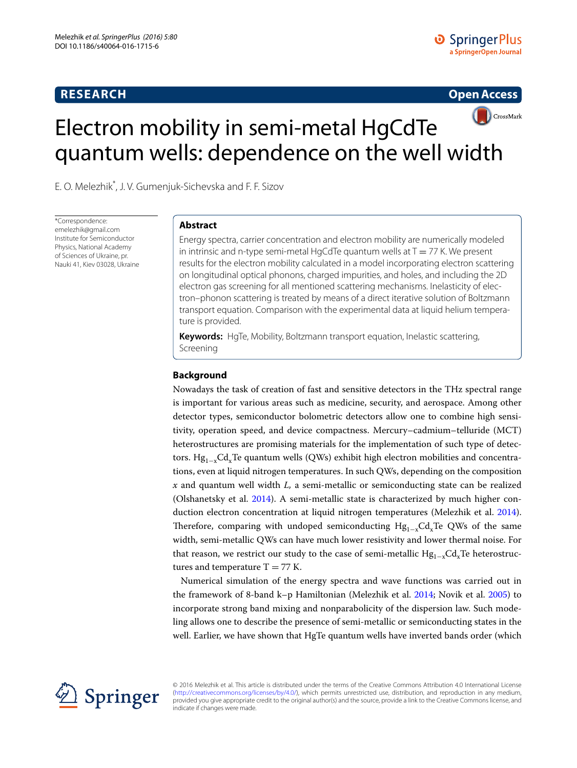RESEARCH

Open Access

# Electron mobility in semi-metal HgCdTe quantum wells: dependence on the well width

E. O. Melezhik*, J. V. Gumenjuk-Sichevska and F. F. Sizov

*Correspondence: emelezhik@gmail.com
Institute for Semiconductor Physics, National Academy of Sciences of Ukraine, pr. Nauki 41, Kiev 03028, Ukraine

## Abstract

Energy spectra, carrier concentration and electron mobility are numerically modeled in intrinsic and n-type semi-metal HgCdTe quantum wells at T = 77 K. We present results for the electron mobility calculated in a model incorporating electron scattering on longitudinal optical phonons, charged impurities, and holes, and including the 2D electron gas screening for all mentioned scattering mechanisms. Inelasticity of electron–phonon scattering is treated by means of a direct iterative solution of Boltzmann transport equation. Comparison with the experimental data at liquid helium temperature is provided.

**Keywords:** HgTe, Mobility, Boltzmann transport equation, Inelastic scattering, Screening

## Background

Nowadays the task of creation of fast and sensitive detectors in the THz spectral range is important for various areas such as medicine, security, and aerospace. Among other detector types, semiconductor bolometric detectors allow one to combine high sensitivity, operation speed, and device compactness. Mercury–cadmium–telluride (MCT) heterostructures are promising materials for the implementation of such type of detectors. $Hg_{1-x}Cd_xTe$ quantum wells (QWs) exhibit high electron mobilities and concentrations, even at liquid nitrogen temperatures. In such QWs, depending on the composition $x$ and quantum well width $L$, a semi-metallic or semiconducting state can be realized (Olshanetsky et al. 2014). A semi-metallic state is characterized by much higher conduction electron concentration at liquid nitrogen temperatures (Melezhik et al. 2014). Therefore, comparing with undoped semiconducting $Hg_{1-x}Cd_xTe$ QWs of the same width, semi-metallic QWs can have much lower resistivity and lower thermal noise. For that reason, we restrict our study to the case of semi-metallic $Hg_{1-x}Cd_xTe$ heterostructures and temperature T = 77 K.

Numerical simulation of the energy spectra and wave functions was carried out in the framework of 8-band k–p Hamiltonian (Melezhik et al. 2014; Novik et al. 2005) to incorporate strong band mixing and nonparabolicity of the dispersion law. Such modeling allows one to describe the presence of semi-metallic or semiconducting states in the well. Earlier, we have shown that HgTe quantum wells have inverted bands order (which

© 2016 Melezhik et al. This article is distributed under the terms of the Creative Commons Attribution 4.0 International License (http://creativecommons.org/licenses/by/4.0/), which permits unrestricted use, distribution, and reproduction in any medium, provided you give appropriate credit to the original author(s) and the source, provide a link to the Creative Commons license, and indicate if changes were made.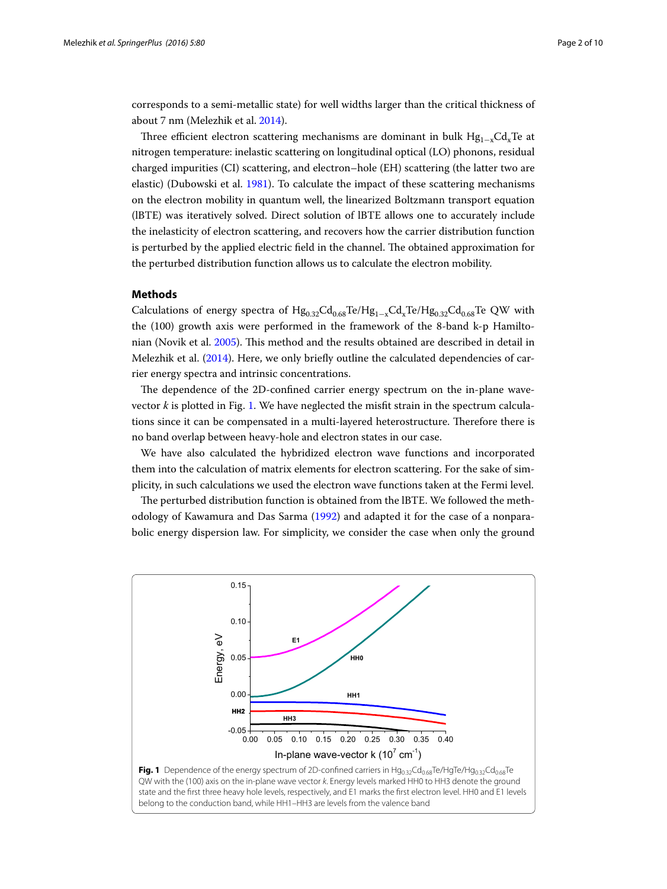corresponds to a semi-metallic state) for well widths larger than the critical thickness of about 7 nm (Melezhik et al. 2014).

Three efficient electron scattering mechanisms are dominant in bulk $Hg_{1-x}Cd_xTe$ at nitrogen temperature: inelastic scattering on longitudinal optical (LO) phonons, residual charged impurities (CI) scattering, and electron–hole (EH) scattering (the latter two are elastic) (Dubowski et al. 1981). To calculate the impact of these scattering mechanisms on the electron mobility in quantum well, the linearized Boltzmann transport equation (lBTE) was iteratively solved. Direct solution of lBTE allows one to accurately include the inelasticity of electron scattering, and recovers how the carrier distribution function is perturbed by the applied electric field in the channel. The obtained approximation for the perturbed distribution function allows us to calculate the electron mobility.

## Methods

Calculations of energy spectra of $Hg_{0.32}Cd_{0.68}Te/Hg_{1-x}Cd_xTe/Hg_{0.32}Cd_{0.68}Te$ QW with the (100) growth axis were performed in the framework of the 8-band k-p Hamiltonian (Novik et al. 2005). This method and the results obtained are described in detail in Melezhik et al. (2014). Here, we only briefly outline the calculated dependencies of carrier energy spectra and intrinsic concentrations.

The dependence of the 2D-confined carrier energy spectrum on the in-plane wave-vector *k* is plotted in Fig. 1. We have neglected the misfit strain in the spectrum calculations since it can be compensated in a multi-layered heterostructure. Therefore there is no band overlap between heavy-hole and electron states in our case.

We have also calculated the hybridized electron wave functions and incorporated them into the calculation of matrix elements for electron scattering. For the sake of simplicity, in such calculations we used the electron wave functions taken at the Fermi level.

The perturbed distribution function is obtained from the lBTE. We followed the methodology of Kawamura and Das Sarma (1992) and adapted it for the case of a nonparabolic energy dispersion law. For simplicity, we consider the case when only the ground

**Fig. 1** Dependence of the energy spectrum of 2D-confined carriers in $Hg_{0.32}Cd_{0.68}Te/HgTe/Hg_{0.32}Cd_{0.68}Te$ QW with the (100) axis on the in-plane wave vector *k*. Energy levels marked HH0 to HH3 denote the ground state and the first three heavy hole levels, respectively, and E1 marks the first electron level. HH0 and E1 levels belong to the conduction band, while HH1–HH3 are levels from the valence band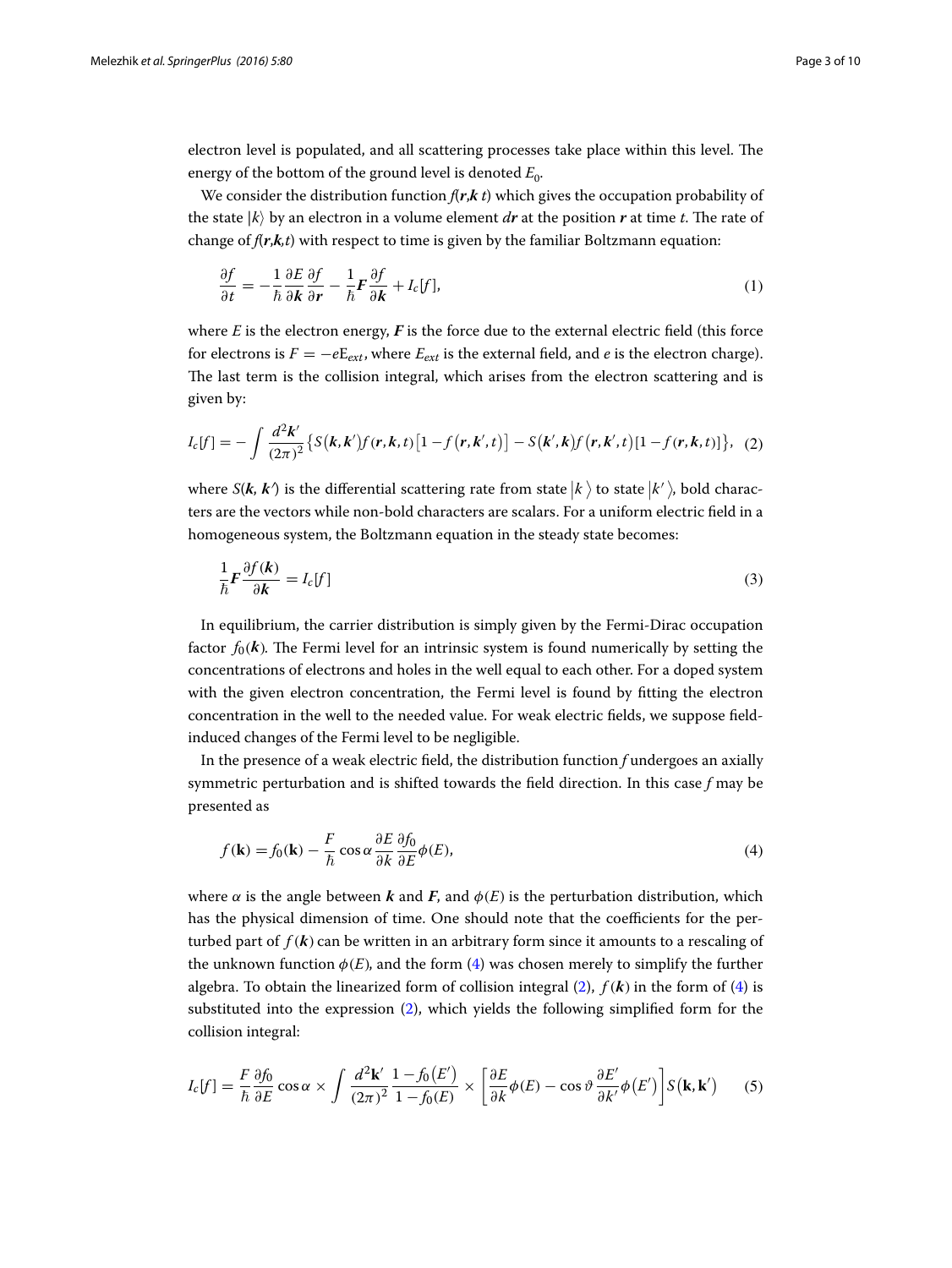electron level is populated, and all scattering processes take place within this level. The energy of the bottom of the ground level is denoted $E_0$.

We consider the distribution function $f(\boldsymbol{r},\boldsymbol{k}\ t)$ which gives the occupation probability of the state $|k\rangle$ by an electron in a volume element $d\boldsymbol{r}$ at the position $\boldsymbol{r}$ at time $t$. The rate of change of $f(\boldsymbol{r},\boldsymbol{k},t)$ with respect to time is given by the familiar Boltzmann equation:

$$\frac{\partial f}{\partial t} = -\frac{1}{\hbar}\frac{\partial E}{\partial \boldsymbol{k}}\frac{\partial f}{\partial \boldsymbol{r}} - \frac{1}{\hbar}\boldsymbol{F}\frac{\partial f}{\partial \boldsymbol{k}} + I_c[f], \tag{1}$$

where $E$ is the electron energy, $\boldsymbol{F}$ is the force due to the external electric field (this force for electrons is $F = -eE_{ext}$, where $E_{ext}$ is the external field, and $e$ is the electron charge). The last term is the collision integral, which arises from the electron scattering and is given by:

$$I_c[f] = -\int \frac{d^2\boldsymbol{k}'}{(2\pi)^2}\left\{S(\boldsymbol{k},\boldsymbol{k}')f(\boldsymbol{r},\boldsymbol{k},t)\left[1 - f(\boldsymbol{r},\boldsymbol{k}',t)\right] - S(\boldsymbol{k}',\boldsymbol{k})f(\boldsymbol{r},\boldsymbol{k}',t)[1 - f(\boldsymbol{r},\boldsymbol{k},t)]\right\}, \tag{2}$$

where $S(\boldsymbol{k}, \boldsymbol{k}')$ is the differential scattering rate from state $|k\rangle$ to state $|k'\rangle$, bold characters are the vectors while non-bold characters are scalars. For a uniform electric field in a homogeneous system, the Boltzmann equation in the steady state becomes:

$$\frac{1}{\hbar}\boldsymbol{F}\frac{\partial f(\boldsymbol{k})}{\partial \boldsymbol{k}} = I_c[f] \tag{3}$$

In equilibrium, the carrier distribution is simply given by the Fermi-Dirac occupation factor $f_0(\boldsymbol{k})$. The Fermi level for an intrinsic system is found numerically by setting the concentrations of electrons and holes in the well equal to each other. For a doped system with the given electron concentration, the Fermi level is found by fitting the electron concentration in the well to the needed value. For weak electric fields, we suppose field-induced changes of the Fermi level to be negligible.

In the presence of a weak electric field, the distribution function $f$ undergoes an axially symmetric perturbation and is shifted towards the field direction. In this case $f$ may be presented as

$$f(\mathbf{k}) = f_0(\mathbf{k}) - \frac{F}{\hbar}\cos\alpha\frac{\partial E}{\partial k}\frac{\partial f_0}{\partial E}\phi(E), \tag{4}$$

where $\alpha$ is the angle between $\boldsymbol{k}$ and $\boldsymbol{F}$, and $\phi(E)$ is the perturbation distribution, which has the physical dimension of time. One should note that the coefficients for the perturbed part of $f(\boldsymbol{k})$ can be written in an arbitrary form since it amounts to a rescaling of the unknown function $\phi(E)$, and the form (4) was chosen merely to simplify the further algebra. To obtain the linearized form of collision integral (2), $f(\boldsymbol{k})$ in the form of (4) is substituted into the expression (2), which yields the following simplified form for the collision integral:

$$I_c[f] = \frac{F}{\hbar}\frac{\partial f_0}{\partial E}\cos\alpha \times \int \frac{d^2\mathbf{k}'}{(2\pi)^2}\frac{1 - f_0(E')}{1 - f_0(E)} \times \left[\frac{\partial E}{\partial k}\phi(E) - \cos\vartheta\frac{\partial E'}{\partial k'}\phi(E')\right]S(\mathbf{k},\mathbf{k}') \tag{5}$$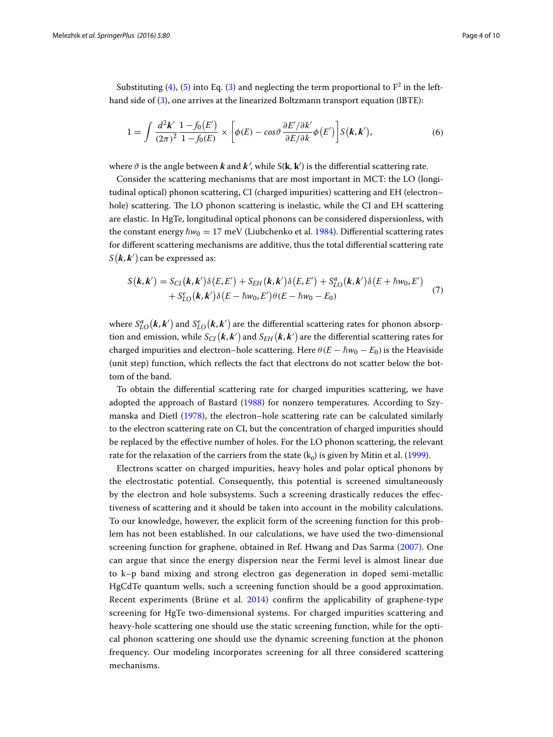Substituting (4), (5) into Eq. (3) and neglecting the term proportional to $F^2$ in the left-hand side of (3), one arrives at the linearized Boltzmann transport equation (lBTE):

$$1 = \int \frac{d^2\boldsymbol{k}'}{(2\pi)^2} \frac{1 - f_0(E')}{1 - f_0(E)} \times \left[ \phi(E) - cos\vartheta \frac{\partial E'/\partial k'}{\partial E/\partial k} \phi(E') \right] S(\boldsymbol{k}, \boldsymbol{k}'), \tag{6}$$

where $\vartheta$ is the angle between $\boldsymbol{k}$ and $\boldsymbol{k}'$, while $S(\mathbf{k}, \mathbf{k}')$ is the differential scattering rate.

Consider the scattering mechanisms that are most important in MCT: the LO (longitudinal optical) phonon scattering, CI (charged impurities) scattering and EH (electron–hole) scattering. The LO phonon scattering is inelastic, while the CI and EH scattering are elastic. In HgTe, longitudinal optical phonons can be considered dispersionless, with the constant energy $\hbar w_0 = 17$ meV (Liubchenko et al. 1984). Differential scattering rates for different scattering mechanisms are additive, thus the total differential scattering rate $S(\boldsymbol{k}, \boldsymbol{k}')$ can be expressed as:

$$\begin{aligned} S(\boldsymbol{k}, \boldsymbol{k}') = {} & S_{CI}(\boldsymbol{k}, \boldsymbol{k}')\delta(E, E') + S_{EH}(\boldsymbol{k}, \boldsymbol{k}')\delta(E, E') + S_{LO}^{a}(\boldsymbol{k}, \boldsymbol{k}')\delta(E + \hbar w_0, E') \\ & + S_{LO}^{e}(\boldsymbol{k}, \boldsymbol{k}')\delta(E - \hbar w_0, E')\theta(E - \hbar w_0 - E_0) \end{aligned} \tag{7}$$

where $S_{LO}^{a}(\boldsymbol{k}, \boldsymbol{k}')$ and $S_{LO}^{e}(\boldsymbol{k}, \boldsymbol{k}')$ are the differential scattering rates for phonon absorption and emission, while $S_{CI}(\boldsymbol{k}, \boldsymbol{k}')$ and $S_{EH}(\boldsymbol{k}, \boldsymbol{k}')$ are the differential scattering rates for charged impurities and electron–hole scattering. Here $\theta(E - \hbar w_0 - E_0)$ is the Heaviside (unit step) function, which reflects the fact that electrons do not scatter below the bottom of the band.

To obtain the differential scattering rate for charged impurities scattering, we have adopted the approach of Bastard (1988) for nonzero temperatures. According to Szymanska and Dietl (1978), the electron–hole scattering rate can be calculated similarly to the electron scattering rate on CI, but the concentration of charged impurities should be replaced by the effective number of holes. For the LO phonon scattering, the relevant rate for the relaxation of the carriers from the state ($k_0$) is given by Mitin et al. (1999).

Electrons scatter on charged impurities, heavy holes and polar optical phonons by the electrostatic potential. Consequently, this potential is screened simultaneously by the electron and hole subsystems. Such a screening drastically reduces the effectiveness of scattering and it should be taken into account in the mobility calculations. To our knowledge, however, the explicit form of the screening function for this problem has not been established. In our calculations, we have used the two-dimensional screening function for graphene, obtained in Ref. Hwang and Das Sarma (2007). One can argue that since the energy dispersion near the Fermi level is almost linear due to k–p band mixing and strong electron gas degeneration in doped semi-metallic HgCdTe quantum wells, such a screening function should be a good approximation. Recent experiments (Brüne et al. 2014) confirm the applicability of graphene-type screening for HgTe two-dimensional systems. For charged impurities scattering and heavy-hole scattering one should use the static screening function, while for the optical phonon scattering one should use the dynamic screening function at the phonon frequency. Our modeling incorporates screening for all three considered scattering mechanisms.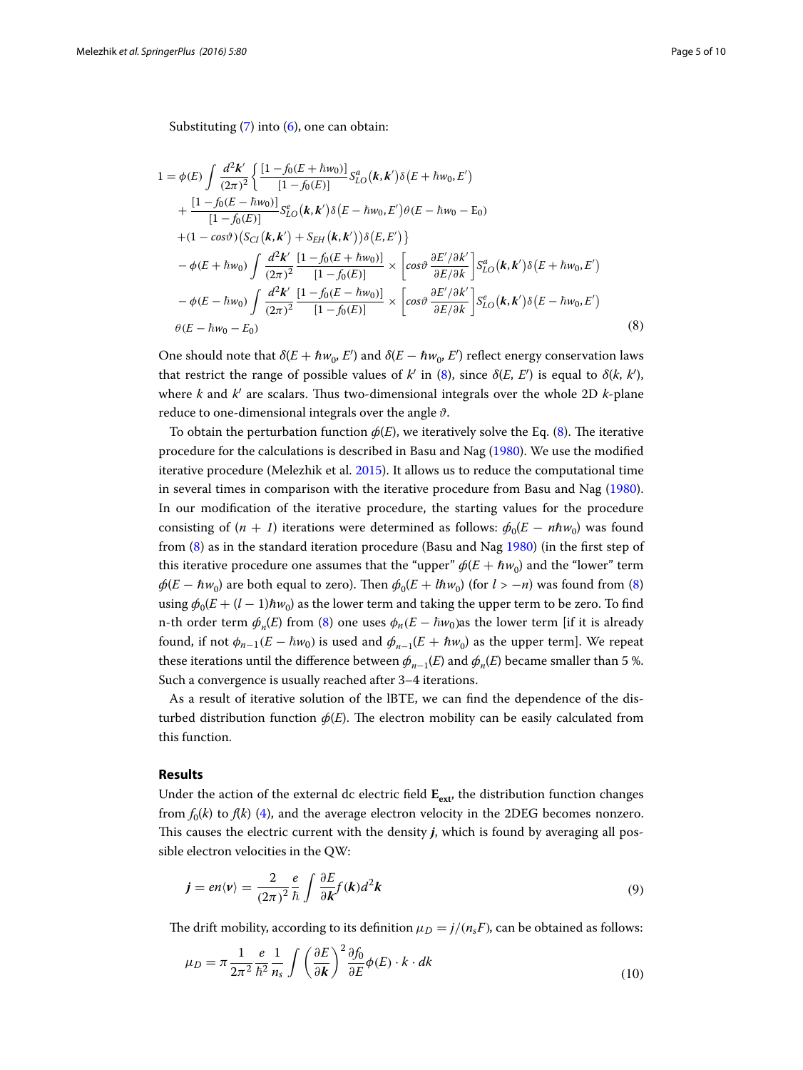Substituting (7) into (6), one can obtain:

$$
\begin{aligned}
1 = \phi(E) \int \frac{d^2\boldsymbol{k}'}{(2\pi)^2} \Big\{ & \frac{[1-f_0(E+\hbar w_0)]}{[1-f_0(E)]} S_{LO}^{a}(\boldsymbol{k},\boldsymbol{k}')\delta(E+\hbar w_0, E') \\
& + \frac{[1-f_0(E-\hbar w_0)]}{[1-f_0(E)]} S_{LO}^{e}(\boldsymbol{k},\boldsymbol{k}')\delta(E-\hbar w_0, E')\theta(E-\hbar w_0 - \mathrm{E}_0) \\
& + (1-cos\vartheta)\big(S_{CI}(\boldsymbol{k},\boldsymbol{k}') + S_{EH}(\boldsymbol{k},\boldsymbol{k}')\big)\delta(E,E')\Big\} \\
& - \phi(E+\hbar w_0) \int \frac{d^2\boldsymbol{k}'}{(2\pi)^2} \frac{[1-f_0(E+\hbar w_0)]}{[1-f_0(E)]} \times \left[cos\vartheta \frac{\partial E'/\partial k'}{\partial E/\partial k}\right] S_{LO}^{a}(\boldsymbol{k},\boldsymbol{k}')\delta(E+\hbar w_0, E') \\
& - \phi(E-\hbar w_0) \int \frac{d^2\boldsymbol{k}'}{(2\pi)^2} \frac{[1-f_0(E-\hbar w_0)]}{[1-f_0(E)]} \times \left[cos\vartheta \frac{\partial E'/\partial k'}{\partial E/\partial k}\right] S_{LO}^{e}(\boldsymbol{k},\boldsymbol{k}')\delta(E-\hbar w_0, E') \\
& \theta(E-\hbar w_0 - \mathrm{E}_0)
\end{aligned}
\tag{8}
$$

One should note that $\delta(E + \hbar w_0, E')$ and $\delta(E - \hbar w_0, E')$ reflect energy conservation laws that restrict the range of possible values of $k'$ in (8), since $\delta(E, E')$ is equal to $\delta(k, k')$, where $k$ and $k'$ are scalars. Thus two-dimensional integrals over the whole 2D $k$-plane reduce to one-dimensional integrals over the angle $\vartheta$.

To obtain the perturbation function $\phi(E)$, we iteratively solve the Eq. (8). The iterative procedure for the calculations is described in Basu and Nag (1980). We use the modified iterative procedure (Melezhik et al. 2015). It allows us to reduce the computational time in several times in comparison with the iterative procedure from Basu and Nag (1980). In our modification of the iterative procedure, the starting values for the procedure consisting of $(n + 1)$ iterations were determined as follows: $\phi_0(E - n\hbar w_0)$ was found from (8) as in the standard iteration procedure (Basu and Nag 1980) (in the first step of this iterative procedure one assumes that the "upper" $\phi(E + \hbar w_0)$ and the "lower" term $\phi(E - \hbar w_0)$ are both equal to zero). Then $\phi_0(E + l\hbar w_0)$ (for $l > -n$) was found from (8) using $\phi_0(E + (l - 1)\hbar w_0)$ as the lower term and taking the upper term to be zero. To find n-th order term $\phi_n(E)$ from (8) one uses $\phi_n(E - \hbar w_0)$as the lower term [if it is already found, if not $\phi_{n-1}(E - \hbar w_0)$ is used and $\phi_{n-1}(E + \hbar w_0)$ as the upper term]. We repeat these iterations until the difference between $\phi_{n-1}(E)$ and $\phi_n(E)$ became smaller than 5 %. Such a convergence is usually reached after 3–4 iterations.

As a result of iterative solution of the lBTE, we can find the dependence of the disturbed distribution function $\phi(E)$. The electron mobility can be easily calculated from this function.

## Results

Under the action of the external dc electric field $\mathbf{E_{ext}}$, the distribution function changes from $f_0(k)$ to $f(k)$ (4), and the average electron velocity in the 2DEG becomes nonzero. This causes the electric current with the density $\boldsymbol{j}$, which is found by averaging all possible electron velocities in the QW:

$$
\boldsymbol{j} = en\langle \boldsymbol{v} \rangle = \frac{2}{(2\pi)^2} \frac{e}{\hbar} \int \frac{\partial E}{\partial \boldsymbol{k}} f(\boldsymbol{k}) d^2\boldsymbol{k} \tag{9}
$$

The drift mobility, according to its definition $\mu_D = j/(n_s F)$, can be obtained as follows:

$$
\mu_D = \pi \frac{1}{2\pi^2} \frac{e}{\hbar^2} \frac{1}{n_s} \int \left(\frac{\partial E}{\partial \boldsymbol{k}}\right)^2 \frac{\partial f_0}{\partial E} \phi(E) \cdot k \cdot dk \tag{10}
$$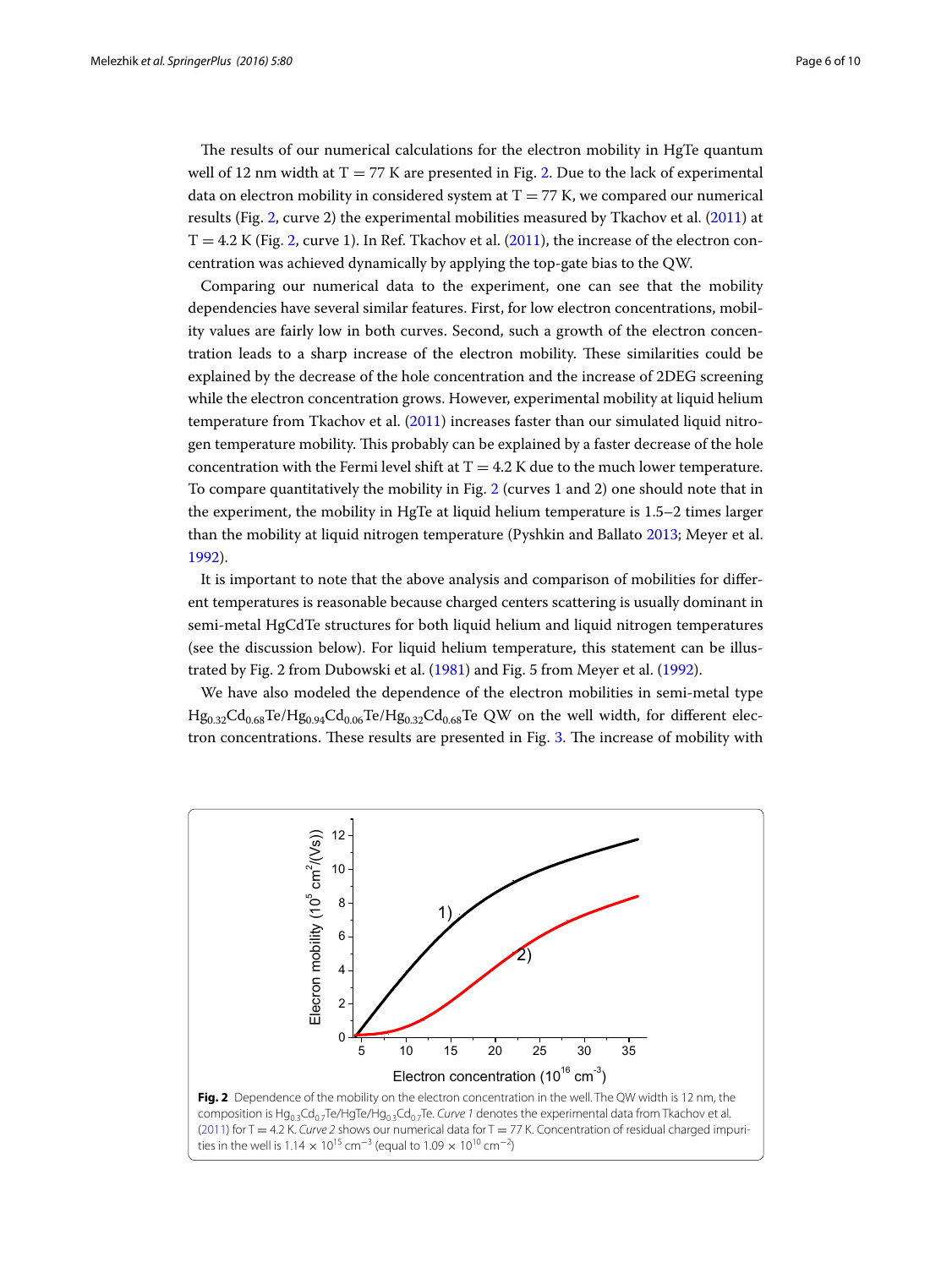The results of our numerical calculations for the electron mobility in HgTe quantum well of 12 nm width at T = 77 K are presented in Fig. 2. Due to the lack of experimental data on electron mobility in considered system at T = 77 K, we compared our numerical results (Fig. 2, curve 2) the experimental mobilities measured by Tkachov et al. (2011) at T = 4.2 K (Fig. 2, curve 1). In Ref. Tkachov et al. (2011), the increase of the electron concentration was achieved dynamically by applying the top-gate bias to the QW.

Comparing our numerical data to the experiment, one can see that the mobility dependencies have several similar features. First, for low electron concentrations, mobility values are fairly low in both curves. Second, such a growth of the electron concentration leads to a sharp increase of the electron mobility. These similarities could be explained by the decrease of the hole concentration and the increase of 2DEG screening while the electron concentration grows. However, experimental mobility at liquid helium temperature from Tkachov et al. (2011) increases faster than our simulated liquid nitrogen temperature mobility. This probably can be explained by a faster decrease of the hole concentration with the Fermi level shift at T = 4.2 K due to the much lower temperature. To compare quantitatively the mobility in Fig. 2 (curves 1 and 2) one should note that in the experiment, the mobility in HgTe at liquid helium temperature is 1.5–2 times larger than the mobility at liquid nitrogen temperature (Pyshkin and Ballato 2013; Meyer et al. 1992).

It is important to note that the above analysis and comparison of mobilities for different temperatures is reasonable because charged centers scattering is usually dominant in semi-metal HgCdTe structures for both liquid helium and liquid nitrogen temperatures (see the discussion below). For liquid helium temperature, this statement can be illustrated by Fig. 2 from Dubowski et al. (1981) and Fig. 5 from Meyer et al. (1992).

We have also modeled the dependence of the electron mobilities in semi-metal type $Hg_{0.32}Cd_{0.68}Te/Hg_{0.94}Cd_{0.06}Te/Hg_{0.32}Cd_{0.68}Te$ QW on the well width, for different electron concentrations. These results are presented in Fig. 3. The increase of mobility with

**Fig. 2** Dependence of the mobility on the electron concentration in the well. The QW width is 12 nm, the composition is $Hg_{0.3}Cd_{0.7}Te/HgTe/Hg_{0.3}Cd_{0.7}Te$. *Curve 1* denotes the experimental data from Tkachov et al. (2011) for T = 4.2 K. *Curve 2* shows our numerical data for T = 77 K. Concentration of residual charged impurities in the well is $1.14 \times 10^{15}$ cm$^{-3}$ (equal to $1.09 \times 10^{10}$ cm$^{-2}$)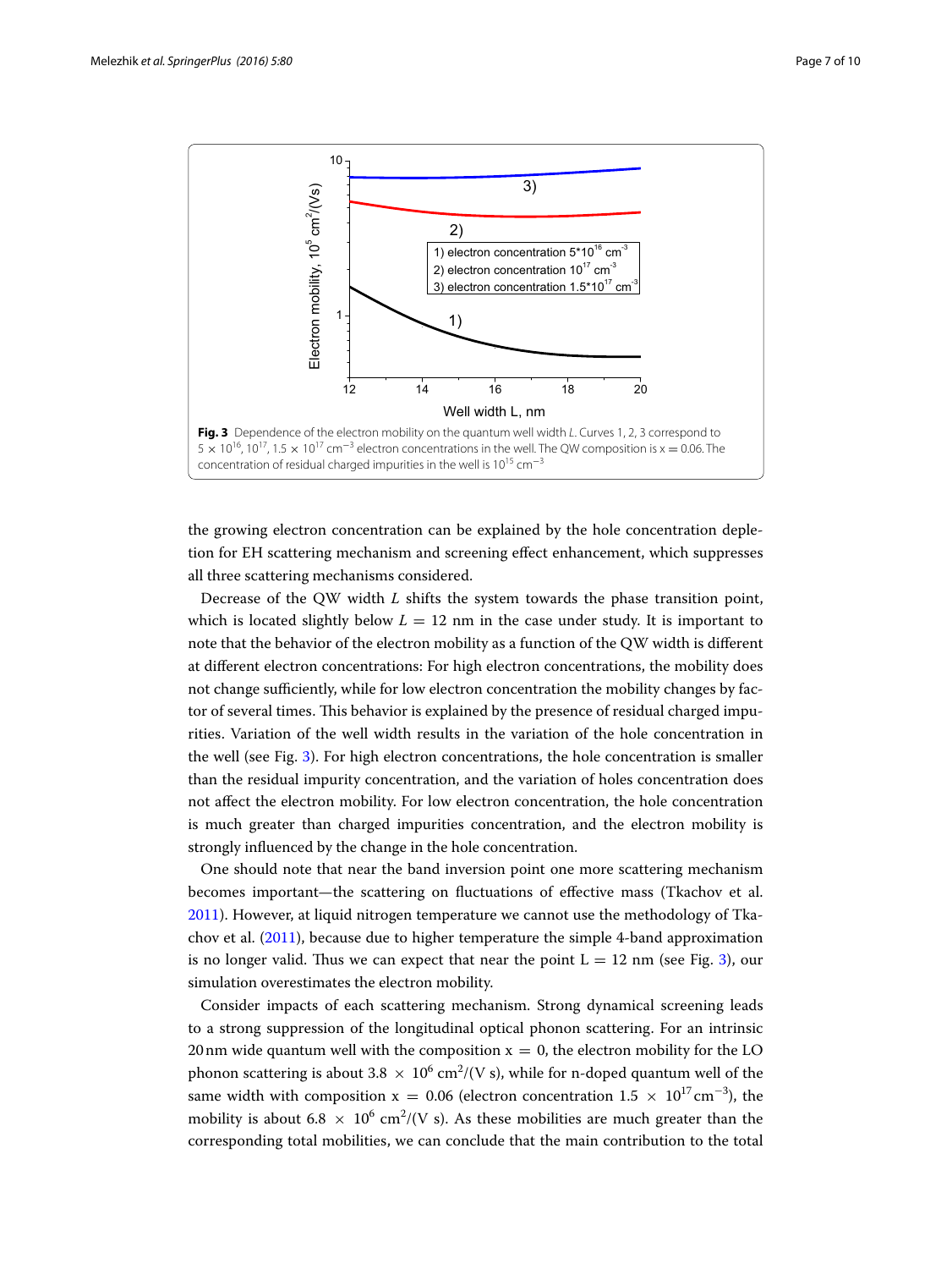**Fig. 3** Dependence of the electron mobility on the quantum well width *L*. Curves 1, 2, 3 correspond to $5 \times 10^{16}$, $10^{17}$, $1.5 \times 10^{17}$ cm$^{-3}$ electron concentrations in the well. The QW composition is x = 0.06. The concentration of residual charged impurities in the well is $10^{15}$ cm$^{-3}$

the growing electron concentration can be explained by the hole concentration depletion for EH scattering mechanism and screening effect enhancement, which suppresses all three scattering mechanisms considered.

Decrease of the QW width $L$ shifts the system towards the phase transition point, which is located slightly below $L = 12$ nm in the case under study. It is important to note that the behavior of the electron mobility as a function of the QW width is different at different electron concentrations: For high electron concentrations, the mobility does not change sufficiently, while for low electron concentration the mobility changes by factor of several times. This behavior is explained by the presence of residual charged impurities. Variation of the well width results in the variation of the hole concentration in the well (see Fig. 3). For high electron concentrations, the hole concentration is smaller than the residual impurity concentration, and the variation of holes concentration does not affect the electron mobility. For low electron concentration, the hole concentration is much greater than charged impurities concentration, and the electron mobility is strongly influenced by the change in the hole concentration.

One should note that near the band inversion point one more scattering mechanism becomes important—the scattering on fluctuations of effective mass (Tkachov et al. 2011). However, at liquid nitrogen temperature we cannot use the methodology of Tkachov et al. (2011), because due to higher temperature the simple 4-band approximation is no longer valid. Thus we can expect that near the point L = 12 nm (see Fig. 3), our simulation overestimates the electron mobility.

Consider impacts of each scattering mechanism. Strong dynamical screening leads to a strong suppression of the longitudinal optical phonon scattering. For an intrinsic 20 nm wide quantum well with the composition x = 0, the electron mobility for the LO phonon scattering is about $3.8 \times 10^6$ cm$^2$/(V s), while for n-doped quantum well of the same width with composition x = 0.06 (electron concentration $1.5 \times 10^{17}$ cm$^{-3}$), the mobility is about $6.8 \times 10^6$ cm$^2$/(V s). As these mobilities are much greater than the corresponding total mobilities, we can conclude that the main contribution to the total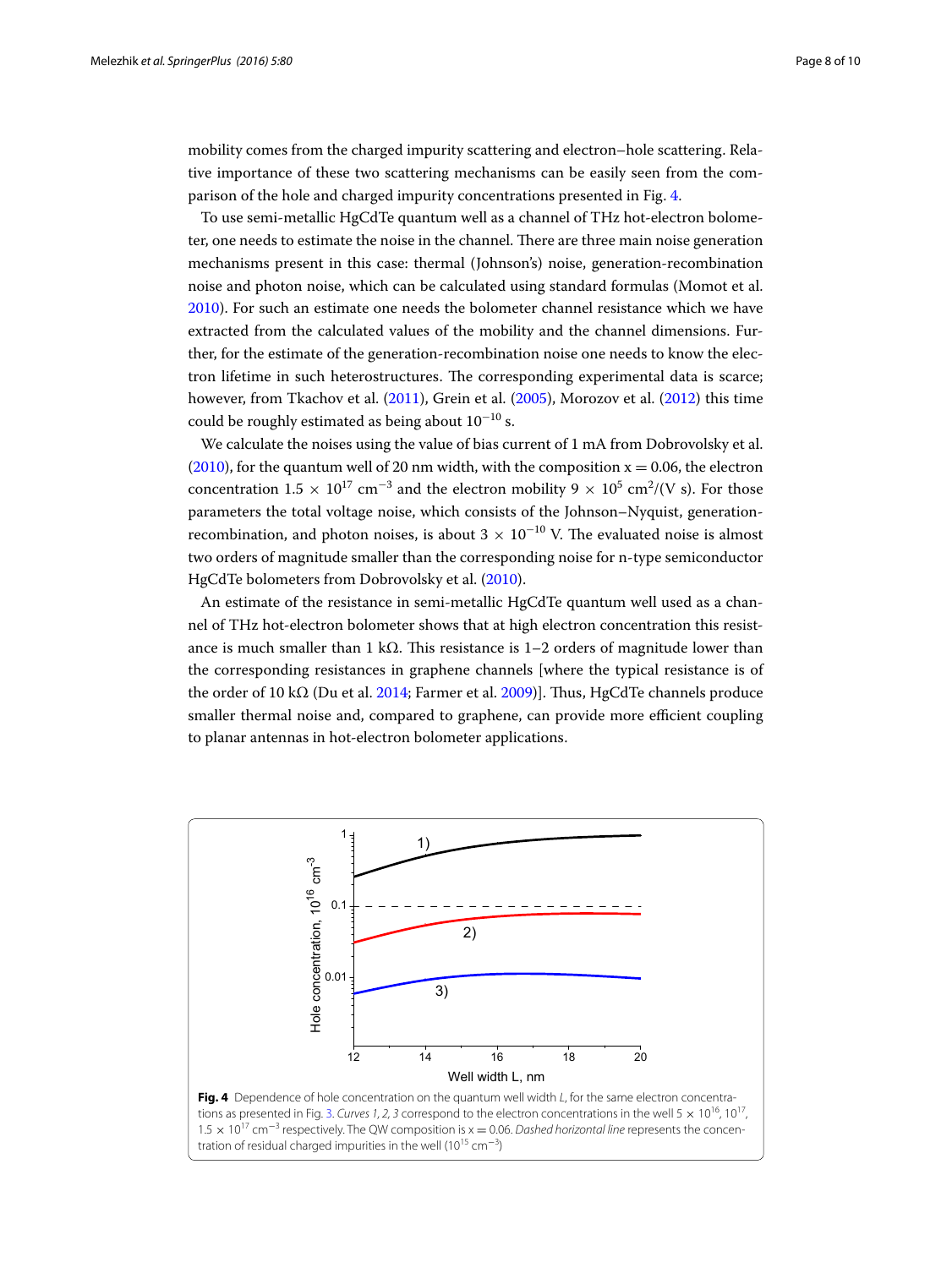mobility comes from the charged impurity scattering and electron–hole scattering. Relative importance of these two scattering mechanisms can be easily seen from the comparison of the hole and charged impurity concentrations presented in Fig. 4.

To use semi-metallic HgCdTe quantum well as a channel of THz hot-electron bolometer, one needs to estimate the noise in the channel. There are three main noise generation mechanisms present in this case: thermal (Johnson's) noise, generation-recombination noise and photon noise, which can be calculated using standard formulas (Momot et al. 2010). For such an estimate one needs the bolometer channel resistance which we have extracted from the calculated values of the mobility and the channel dimensions. Further, for the estimate of the generation-recombination noise one needs to know the electron lifetime in such heterostructures. The corresponding experimental data is scarce; however, from Tkachov et al. (2011), Grein et al. (2005), Morozov et al. (2012) this time could be roughly estimated as being about $10^{-10}$ s.

We calculate the noises using the value of bias current of 1 mA from Dobrovolsky et al. (2010), for the quantum well of 20 nm width, with the composition x = 0.06, the electron concentration $1.5 \times 10^{17}$ cm$^{-3}$ and the electron mobility $9 \times 10^5$ cm$^2$/(V s). For those parameters the total voltage noise, which consists of the Johnson–Nyquist, generation-recombination, and photon noises, is about $3 \times 10^{-10}$ V. The evaluated noise is almost two orders of magnitude smaller than the corresponding noise for n-type semiconductor HgCdTe bolometers from Dobrovolsky et al. (2010).

An estimate of the resistance in semi-metallic HgCdTe quantum well used as a channel of THz hot-electron bolometer shows that at high electron concentration this resistance is much smaller than 1 kΩ. This resistance is 1–2 orders of magnitude lower than the corresponding resistances in graphene channels [where the typical resistance is of the order of 10 kΩ (Du et al. 2014; Farmer et al. 2009)]. Thus, HgCdTe channels produce smaller thermal noise and, compared to graphene, can provide more efficient coupling to planar antennas in hot-electron bolometer applications.

**Fig. 4** Dependence of hole concentration on the quantum well width *L*, for the same electron concentrations as presented in Fig. 3. *Curves 1, 2, 3* correspond to the electron concentrations in the well $5 \times 10^{16}$, $10^{17}$, $1.5 \times 10^{17}$ cm$^{-3}$ respectively. The QW composition is x = 0.06. *Dashed horizontal line* represents the concentration of residual charged impurities in the well ($10^{15}$ cm$^{-3}$)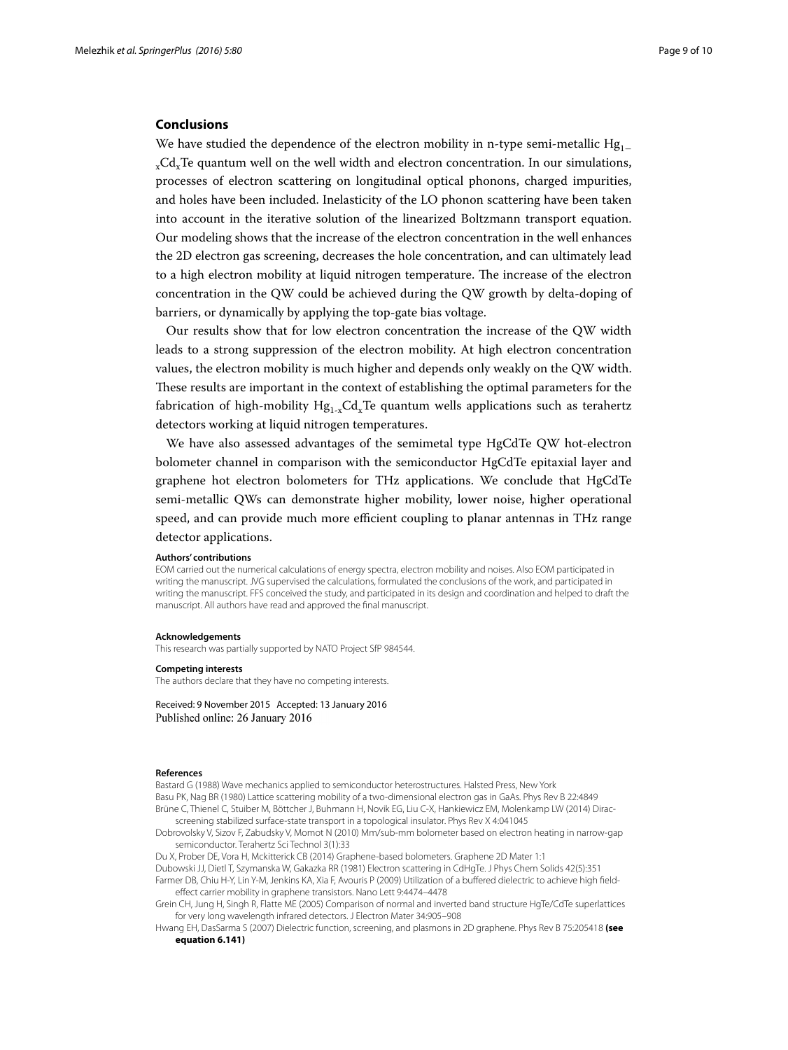## Conclusions

We have studied the dependence of the electron mobility in n-type semi-metallic $Hg_{1-x}Cd_xTe$ quantum well on the well width and electron concentration. In our simulations, processes of electron scattering on longitudinal optical phonons, charged impurities, and holes have been included. Inelasticity of the LO phonon scattering have been taken into account in the iterative solution of the linearized Boltzmann transport equation. Our modeling shows that the increase of the electron concentration in the well enhances the 2D electron gas screening, decreases the hole concentration, and can ultimately lead to a high electron mobility at liquid nitrogen temperature. The increase of the electron concentration in the QW could be achieved during the QW growth by delta-doping of barriers, or dynamically by applying the top-gate bias voltage.

Our results show that for low electron concentration the increase of the QW width leads to a strong suppression of the electron mobility. At high electron concentration values, the electron mobility is much higher and depends only weakly on the QW width. These results are important in the context of establishing the optimal parameters for the fabrication of high-mobility $Hg_{1-x}Cd_xTe$ quantum wells applications such as terahertz detectors working at liquid nitrogen temperatures.

We have also assessed advantages of the semimetal type HgCdTe QW hot-electron bolometer channel in comparison with the semiconductor HgCdTe epitaxial layer and graphene hot electron bolometers for THz applications. We conclude that HgCdTe semi-metallic QWs can demonstrate higher mobility, lower noise, higher operational speed, and can provide much more efficient coupling to planar antennas in THz range detector applications.

**Authors' contributions**

EOM carried out the numerical calculations of energy spectra, electron mobility and noises. Also EOM participated in writing the manuscript. JVG supervised the calculations, formulated the conclusions of the work, and participated in writing the manuscript. FFS conceived the study, and participated in its design and coordination and helped to draft the manuscript. All authors have read and approved the final manuscript.

**Acknowledgements**

This research was partially supported by NATO Project SfP 984544.

**Competing interests**

The authors declare that they have no competing interests.

Received: 9 November 2015 Accepted: 13 January 2016
Published online: 26 January 2016

**References**

Bastard G (1988) Wave mechanics applied to semiconductor heterostructures. Halsted Press, New York

Basu PK, Nag BR (1980) Lattice scattering mobility of a two-dimensional electron gas in GaAs. Phys Rev B 22:4849

Brüne C, Thienel C, Stuiber M, Böttcher J, Buhmann H, Novik EG, Liu C-X, Hankiewicz EM, Molenkamp LW (2014) Dirac-screening stabilized surface-state transport in a topological insulator. Phys Rev X 4:041045

Dobrovolsky V, Sizov F, Zabudsky V, Momot N (2010) Mm/sub-mm bolometer based on electron heating in narrow-gap semiconductor. Terahertz Sci Technol 3(1):33

Du X, Prober DE, Vora H, Mckitterick CB (2014) Graphene-based bolometers. Graphene 2D Mater 1:1

Dubowski JJ, Dietl T, Szymanska W, Gakazka RR (1981) Electron scattering in CdHgTe. J Phys Chem Solids 42(5):351

Farmer DB, Chiu H-Y, Lin Y-M, Jenkins KA, Xia F, Avouris P (2009) Utilization of a buffered dielectric to achieve high field-effect carrier mobility in graphene transistors. Nano Lett 9:4474–4478

Grein CH, Jung H, Singh R, Flatte ME (2005) Comparison of normal and inverted band structure HgTe/CdTe superlattices for very long wavelength infrared detectors. J Electron Mater 34:905–908

Hwang EH, DasSarma S (2007) Dielectric function, screening, and plasmons in 2D graphene. Phys Rev B 75:205418 **(see equation 6.141)**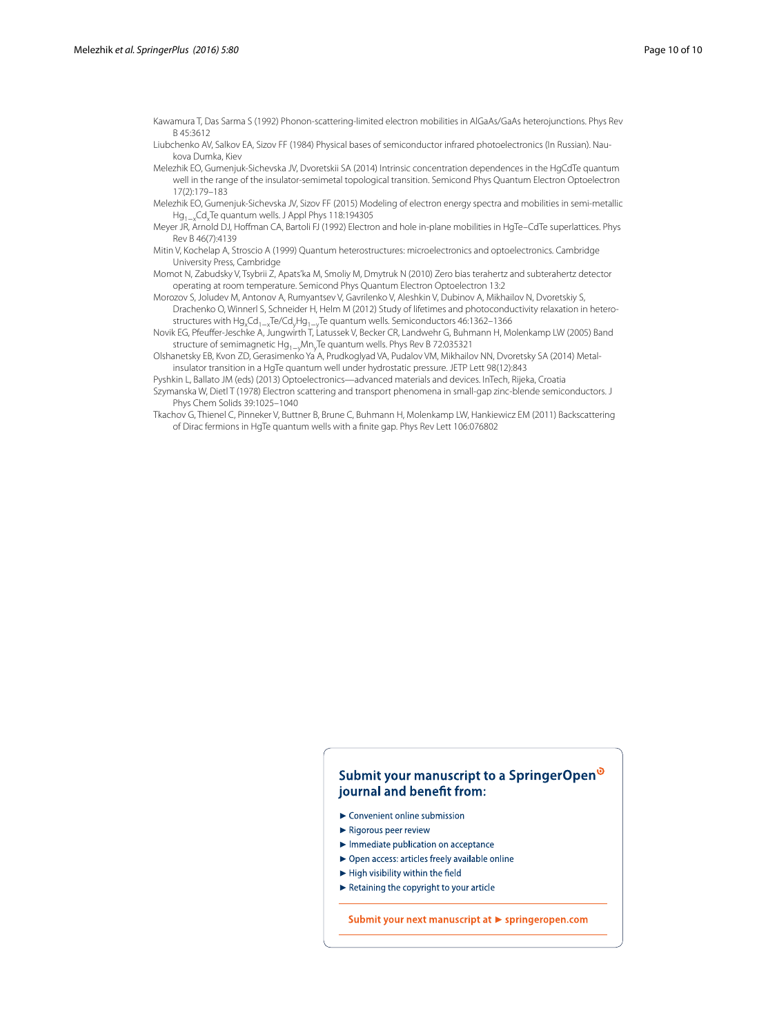Kawamura T, Das Sarma S (1992) Phonon-scattering-limited electron mobilities in AlGaAs/GaAs heterojunctions. Phys Rev B 45:3612

Liubchenko AV, Salkov EA, Sizov FF (1984) Physical bases of semiconductor infrared photoelectronics (In Russian). Naukova Dumka, Kiev

Melezhik EO, Gumenjuk-Sichevska JV, Dvoretskii SA (2014) Intrinsic concentration dependences in the HgCdTe quantum well in the range of the insulator-semimetal topological transition. Semicond Phys Quantum Electron Optoelectron 17(2):179–183

Melezhik EO, Gumenjuk-Sichevska JV, Sizov FF (2015) Modeling of electron energy spectra and mobilities in semi-metallic $Hg_{1-x}Cd_xTe$ quantum wells. J Appl Phys 118:194305

Meyer JR, Arnold DJ, Hoffman CA, Bartoli FJ (1992) Electron and hole in-plane mobilities in HgTe–CdTe superlattices. Phys Rev B 46(7):4139

Mitin V, Kochelap A, Stroscio A (1999) Quantum heterostructures: microelectronics and optoelectronics. Cambridge University Press, Cambridge

Momot N, Zabudsky V, Tsybrii Z, Apats'ka M, Smoliy M, Dmytruk N (2010) Zero bias terahertz and subterahertz detector operating at room temperature. Semicond Phys Quantum Electron Optoelectron 13:2

Morozov S, Joludev M, Antonov A, Rumyantsev V, Gavrilenko V, Aleshkin V, Dubinov A, Mikhailov N, Dvoretskiy S, Drachenko O, Winnerl S, Schneider H, Helm M (2012) Study of lifetimes and photoconductivity relaxation in heterostructures with $Hg_xCd_{1-x}Te/Cd_yHg_{1-y}Te$ quantum wells. Semiconductors 46:1362–1366

Novik EG, Pfeuffer-Jeschke A, Jungwirth T, Latussek V, Becker CR, Landwehr G, Buhmann H, Molenkamp LW (2005) Band structure of semimagnetic $Hg_{1-y}Mn_yTe$ quantum wells. Phys Rev B 72:035321

Olshanetsky EB, Kvon ZD, Gerasimenko Ya A, Prudkoglyad VA, Pudalov VM, Mikhailov NN, Dvoretsky SA (2014) Metal-insulator transition in a HgTe quantum well under hydrostatic pressure. JETP Lett 98(12):843

Pyshkin L, Ballato JM (eds) (2013) Optoelectronics—advanced materials and devices. InTech, Rijeka, Croatia

Szymanska W, Dietl T (1978) Electron scattering and transport phenomena in small-gap zinc-blende semiconductors. J Phys Chem Solids 39:1025–1040

Tkachov G, Thienel C, Pinneker V, Buttner B, Brune C, Buhmann H, Molenkamp LW, Hankiewicz EM (2011) Backscattering of Dirac fermions in HgTe quantum wells with a finite gap. Phys Rev Lett 106:076802